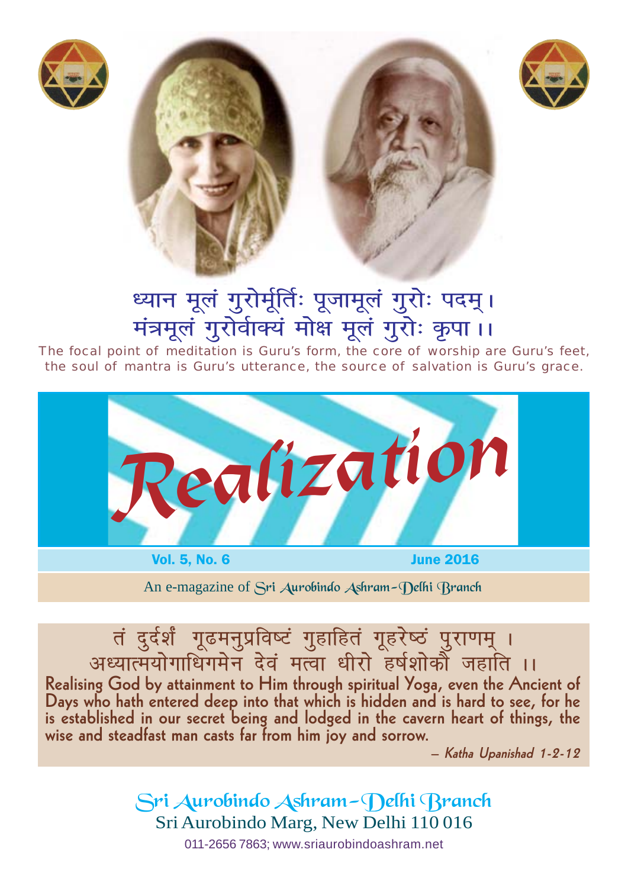ध्यान मूलं गुरोर्मूर्तिः पूजामूलं गुरोः पदम्।
मंत्रमूलं गुरोर्वाक्यं मोक्ष मूलं गुरोः कृपा ।।

The focal point of meditation is Guru's form, the core of worship are Guru's feet, the soul of mantra is Guru's utterance, the source of salvation is Guru's grace.

# Realization

**Vol. 5, No. 6** **June 2016**

An e-magazine of Sri Aurobindo Ashram-Delhi Branch

तं दुर्दर्शं गूढमनुप्रविष्टं गुहाहितं गूहरेष्ठं पुराणम् ।
अध्यात्मयोगाधिगमेन देवं मत्वा धीरो हर्षशोकौ जहाति ।।

**Realising God by attainment to Him through spiritual Yoga, even the Ancient of Days who hath entered deep into that which is hidden and is hard to see, for he is established in our secret being and lodged in the cavern heart of things, the wise and steadfast man casts far from him joy and sorrow.**

*– Katha Upanishad 1-2-12*

Sri Aurobindo Ashram-Delhi Branch
Sri Aurobindo Marg, New Delhi 110 016
011-2656 7863; www.sriaurobindoashram.net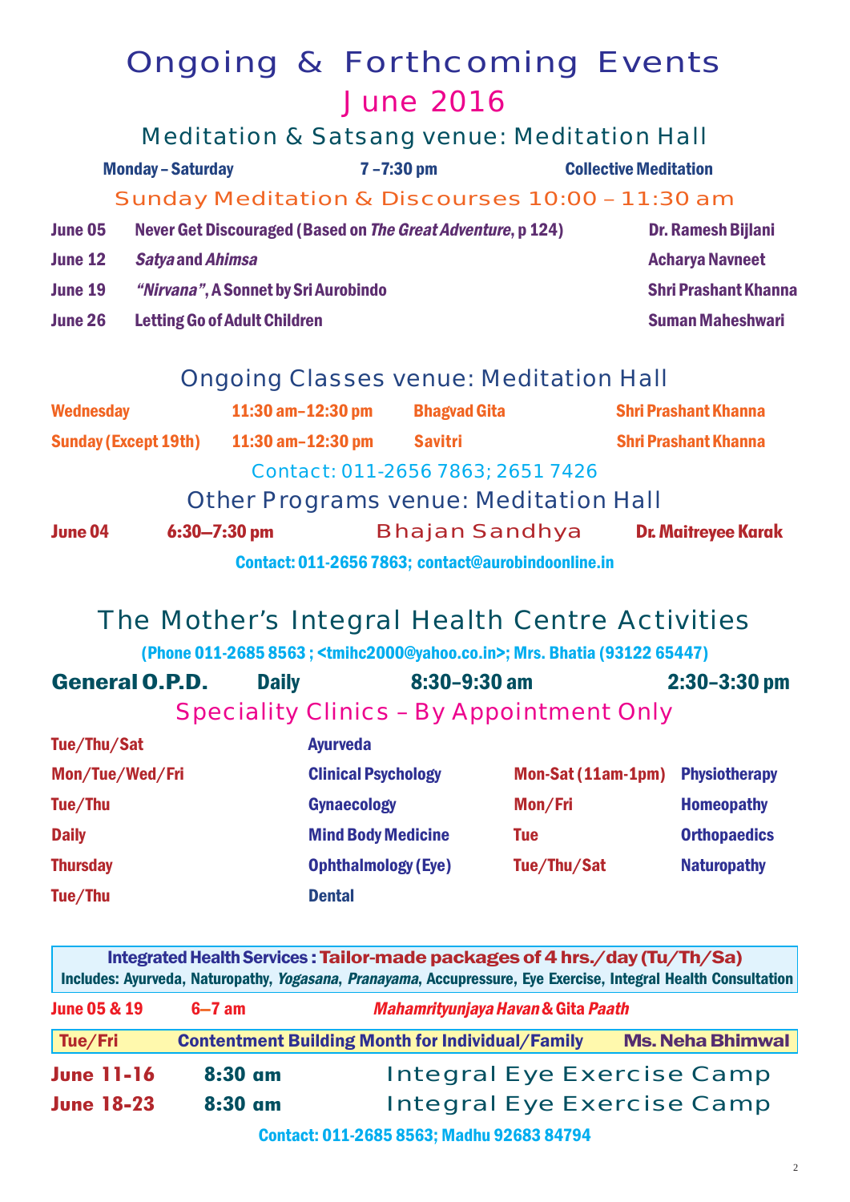# Ongoing & Forthcoming Events

## June 2016

### Meditation & Satsang venue: Meditation Hall

| Monday – Saturday | 7 –7:30 pm | Collective Meditation |
|---|---|---|

### Sunday Meditation & Discourses 10:00 – 11:30 am

| | | |
|---|---|---|
| June 05 | Never Get Discouraged (Based on *The Great Adventure*, p 124) | Dr. Ramesh Bijlani |
| June 12 | *Satya* and *Ahimsa* | Acharya Navneet |
| June 19 | *"Nirvana"*, A Sonnet by Sri Aurobindo | Shri Prashant Khanna |
| June 26 | Letting Go of Adult Children | Suman Maheshwari |

### Ongoing Classes venue: Meditation Hall

| | | | |
|---|---|---|---|
| Wednesday | 11:30 am–12:30 pm | Bhagvad Gita | Shri Prashant Khanna |
| Sunday (Except 19th) | 11:30 am–12:30 pm | Savitri | Shri Prashant Khanna |

Contact: 011-2656 7863; 2651 7426

### Other Programs venue: Meditation Hall

| | | | |
|---|---|---|---|
| June 04 | 6:30–7:30 pm | Bhajan Sandhya | Dr. Maitreyee Karak |

Contact: 011-2656 7863; contact@aurobindoonline.in

## The Mother's Integral Health Centre Activities

(Phone 011-2685 8563 ; <tmihc2000@yahoo.co.in>; Mrs. Bhatia (93122 65447)

| General O.P.D. | Daily | 8:30–9:30 am | 2:30–3:30 pm |
|---|---|---|---|

### Speciality Clinics – By Appointment Only

| | | | |
|---|---|---|---|
| Tue/Thu/Sat | Ayurveda | | |
| Mon/Tue/Wed/Fri | Clinical Psychology | Mon-Sat (11am-1pm) | Physiotherapy |
| Tue/Thu | Gynaecology | Mon/Fri | Homeopathy |
| Daily | Mind Body Medicine | Tue | Orthopaedics |
| Thursday | Ophthalmology (Eye) | Tue/Thu/Sat | Naturopathy |
| Tue/Thu | Dental | | |

**Integrated Health Services : Tailor-made packages of 4 hrs./day (Tu/Th/Sa)**
Includes: Ayurveda, Naturopathy, *Yogasana*, *Pranayama*, Accupressure, Eye Exercise, Integral Health Consultation

| | | | |
|---|---|---|---|
| June 05 & 19 | 6–7 am | *Mahamrityunjaya Havan* & Gita *Paath* | |
| Tue/Fri | Contentment Building Month for Individual/Family | | Ms. Neha Bhimwal |
| June 11-16 | 8:30 am | Integral Eye Exercise Camp | |
| June 18-23 | 8:30 am | Integral Eye Exercise Camp | |

Contact: 011-2685 8563; Madhu 92683 84794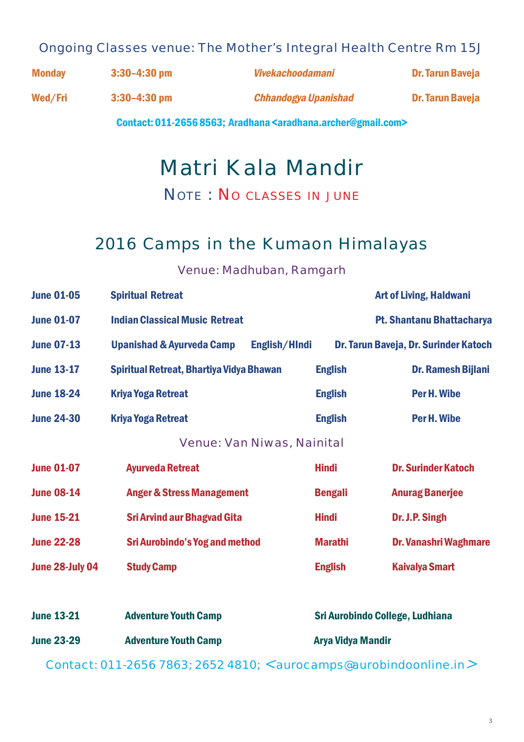Ongoing Classes venue: The Mother's Integral Health Centre Rm 15J

| | | | |
|---|---|---|---|
| **Monday** | **3:30–4:30 pm** | ***Vivekachoodamani*** | **Dr. Tarun Baveja** |
| **Wed/Fri** | **3:30–4:30 pm** | ***Chhandogya Upanishad*** | **Dr. Tarun Baveja** |

**Contact: 011-2656 8563; Aradhana <aradhana.archer@gmail.com>**

# Matri Kala Mandir

NOTE : NO CLASSES IN JUNE

## 2016 Camps in the Kumaon Himalayas

Venue: Madhuban, Ramgarh

| | | | |
|---|---|---|---|
| **June 01-05** | **Spiritual Retreat** | | **Art of Living, Haldwani** |
| **June 01-07** | **Indian Classical Music Retreat** | | **Pt. Shantanu Bhattacharya** |
| **June 07-13** | **Upanishad & Ayurveda Camp** | **English/HIndi** | **Dr. Tarun Baveja, Dr. Surinder Katoch** |
| **June 13-17** | **Spiritual Retreat, Bhartiya Vidya Bhawan** | **English** | **Dr. Ramesh Bijlani** |
| **June 18-24** | **Kriya Yoga Retreat** | **English** | **Per H. Wibe** |
| **June 24-30** | **Kriya Yoga Retreat** | **English** | **Per H. Wibe** |

Venue: Van Niwas, Nainital

| | | | |
|---|---|---|---|
| **June 01-07** | **Ayurveda Retreat** | **Hindi** | **Dr. Surinder Katoch** |
| **June 08-14** | **Anger & Stress Management** | **Bengali** | **Anurag Banerjee** |
| **June 15-21** | **Sri Arvind aur Bhagvad Gita** | **Hindi** | **Dr. J.P. Singh** |
| **June 22-28** | **Sri Aurobindo's Yog and method** | **Marathi** | **Dr. Vanashri Waghmare** |
| **June 28-July 04** | **Study Camp** | **English** | **Kaivalya Smart** |

| | | |
|---|---|---|
| **June 13-21** | **Adventure Youth Camp** | **Sri Aurobindo College, Ludhiana** |
| **June 23-29** | **Adventure Youth Camp** | **Arya Vidya Mandir** |

Contact: 011-2656 7863; 2652 4810; <aurocamps@aurobindoonline.in>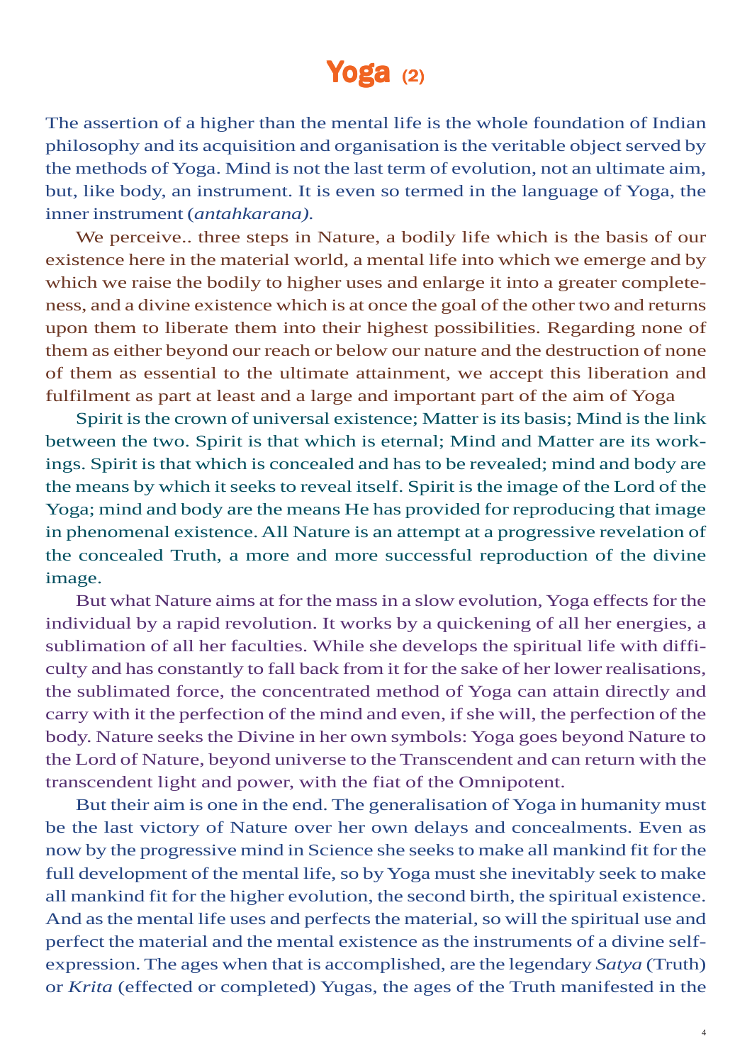# Yoga (2)

The assertion of a higher than the mental life is the whole foundation of Indian philosophy and its acquisition and organisation is the veritable object served by the methods of Yoga. Mind is not the last term of evolution, not an ultimate aim, but, like body, an instrument. It is even so termed in the language of Yoga, the inner instrument (*antahkarana).*

We perceive.. three steps in Nature, a bodily life which is the basis of our existence here in the material world, a mental life into which we emerge and by which we raise the bodily to higher uses and enlarge it into a greater completeness, and a divine existence which is at once the goal of the other two and returns upon them to liberate them into their highest possibilities. Regarding none of them as either beyond our reach or below our nature and the destruction of none of them as essential to the ultimate attainment, we accept this liberation and fulfilment as part at least and a large and important part of the aim of Yoga

Spirit is the crown of universal existence; Matter is its basis; Mind is the link between the two. Spirit is that which is eternal; Mind and Matter are its workings. Spirit is that which is concealed and has to be revealed; mind and body are the means by which it seeks to reveal itself. Spirit is the image of the Lord of the Yoga; mind and body are the means He has provided for reproducing that image in phenomenal existence. All Nature is an attempt at a progressive revelation of the concealed Truth, a more and more successful reproduction of the divine image.

But what Nature aims at for the mass in a slow evolution, Yoga effects for the individual by a rapid revolution. It works by a quickening of all her energies, a sublimation of all her faculties. While she develops the spiritual life with difficulty and has constantly to fall back from it for the sake of her lower realisations, the sublimated force, the concentrated method of Yoga can attain directly and carry with it the perfection of the mind and even, if she will, the perfection of the body. Nature seeks the Divine in her own symbols: Yoga goes beyond Nature to the Lord of Nature, beyond universe to the Transcendent and can return with the transcendent light and power, with the fiat of the Omnipotent.

But their aim is one in the end. The generalisation of Yoga in humanity must be the last victory of Nature over her own delays and concealments. Even as now by the progressive mind in Science she seeks to make all mankind fit for the full development of the mental life, so by Yoga must she inevitably seek to make all mankind fit for the higher evolution, the second birth, the spiritual existence. And as the mental life uses and perfects the material, so will the spiritual use and perfect the material and the mental existence as the instruments of a divine self-expression. The ages when that is accomplished, are the legendary *Satya* (Truth) or *Krita* (effected or completed) Yugas, the ages of the Truth manifested in the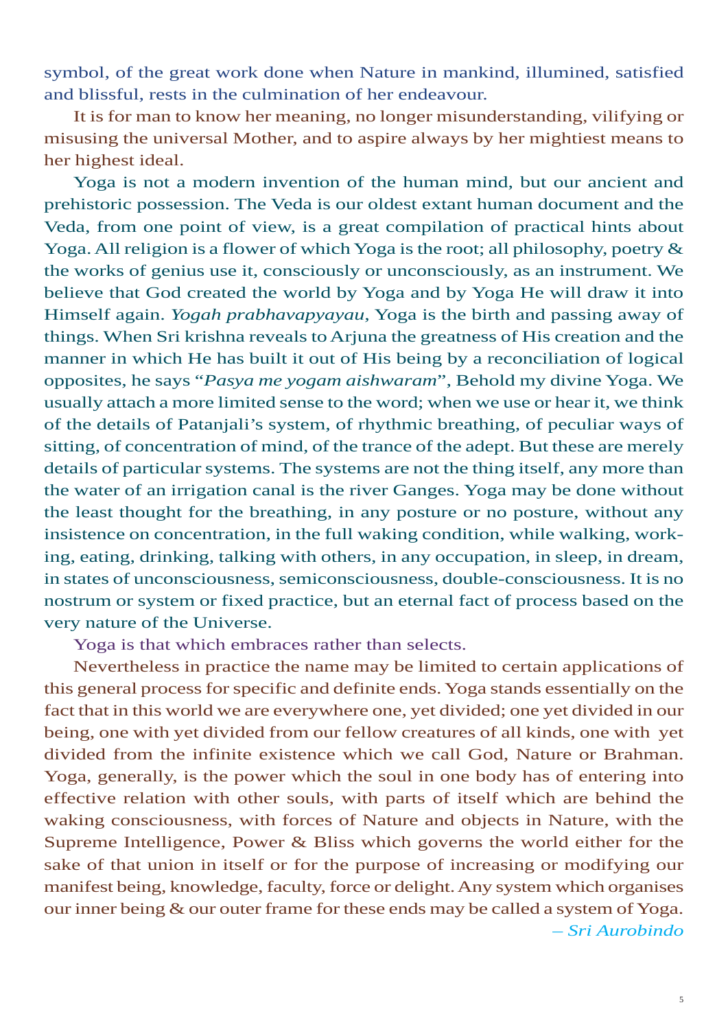symbol, of the great work done when Nature in mankind, illumined, satisfied and blissful, rests in the culmination of her endeavour.

It is for man to know her meaning, no longer misunderstanding, vilifying or misusing the universal Mother, and to aspire always by her mightiest means to her highest ideal.

Yoga is not a modern invention of the human mind, but our ancient and prehistoric possession. The Veda is our oldest extant human document and the Veda, from one point of view, is a great compilation of practical hints about Yoga. All religion is a flower of which Yoga is the root; all philosophy, poetry & the works of genius use it, consciously or unconsciously, as an instrument. We believe that God created the world by Yoga and by Yoga He will draw it into Himself again. *Yogah prabhavapyayau*, Yoga is the birth and passing away of things. When Sri krishna reveals to Arjuna the greatness of His creation and the manner in which He has built it out of His being by a reconciliation of logical opposites, he says "*Pasya me yogam aishwaram*", Behold my divine Yoga. We usually attach a more limited sense to the word; when we use or hear it, we think of the details of Patanjali's system, of rhythmic breathing, of peculiar ways of sitting, of concentration of mind, of the trance of the adept. But these are merely details of particular systems. The systems are not the thing itself, any more than the water of an irrigation canal is the river Ganges. Yoga may be done without the least thought for the breathing, in any posture or no posture, without any insistence on concentration, in the full waking condition, while walking, working, eating, drinking, talking with others, in any occupation, in sleep, in dream, in states of unconsciousness, semiconsciousness, double-consciousness. It is no nostrum or system or fixed practice, but an eternal fact of process based on the very nature of the Universe.

Yoga is that which embraces rather than selects.

Nevertheless in practice the name may be limited to certain applications of this general process for specific and definite ends. Yoga stands essentially on the fact that in this world we are everywhere one, yet divided; one yet divided in our being, one with yet divided from our fellow creatures of all kinds, one with yet divided from the infinite existence which we call God, Nature or Brahman. Yoga, generally, is the power which the soul in one body has of entering into effective relation with other souls, with parts of itself which are behind the waking consciousness, with forces of Nature and objects in Nature, with the Supreme Intelligence, Power & Bliss which governs the world either for the sake of that union in itself or for the purpose of increasing or modifying our manifest being, knowledge, faculty, force or delight. Any system which organises our inner being & our outer frame for these ends may be called a system of Yoga.

*– Sri Aurobindo*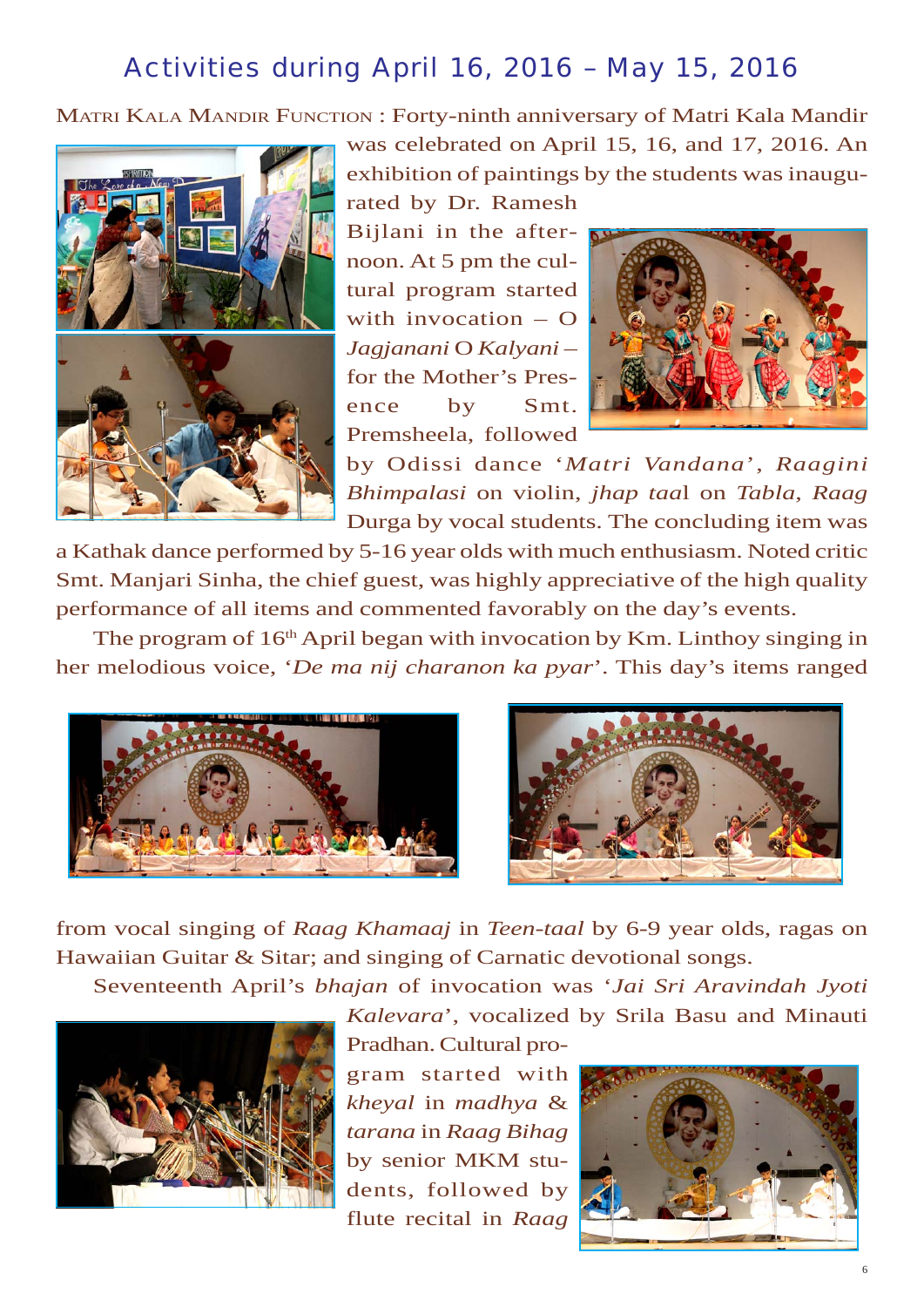## Activities during April 16, 2016 – May 15, 2016

MATRI KALA MANDIR FUNCTION : Forty-ninth anniversary of Matri Kala Mandir was celebrated on April 15, 16, and 17, 2016. An exhibition of paintings by the students was inaugurated by Dr. Ramesh Bijlani in the afternoon. At 5 pm the cultural program started with invocation – O *Jagjanani* O *Kalyani* – for the Mother's Presence by Smt. Premsheela, followed by Odissi dance '*Matri Vandana*', *Raagini Bhimpalasi* on violin, *jhap taa*l on *Tabla*, *Raag* Durga by vocal students. The concluding item was a Kathak dance performed by 5-16 year olds with much enthusiasm. Noted critic Smt. Manjari Sinha, the chief guest, was highly appreciative of the high quality performance of all items and commented favorably on the day's events.

The program of 16th April began with invocation by Km. Linthoy singing in her melodious voice, '*De ma nij charanon ka pyar*'. This day's items ranged from vocal singing of *Raag Khamaaj* in *Teen-taal* by 6-9 year olds, ragas on Hawaiian Guitar & Sitar; and singing of Carnatic devotional songs.

Seventeenth April's *bhajan* of invocation was '*Jai Sri Aravindah Jyoti Kalevara*', vocalized by Srila Basu and Minauti Pradhan. Cultural program started with *kheyal* in *madhya* & *tarana* in *Raag Bihag* by senior MKM students, followed by flute recital in *Raag*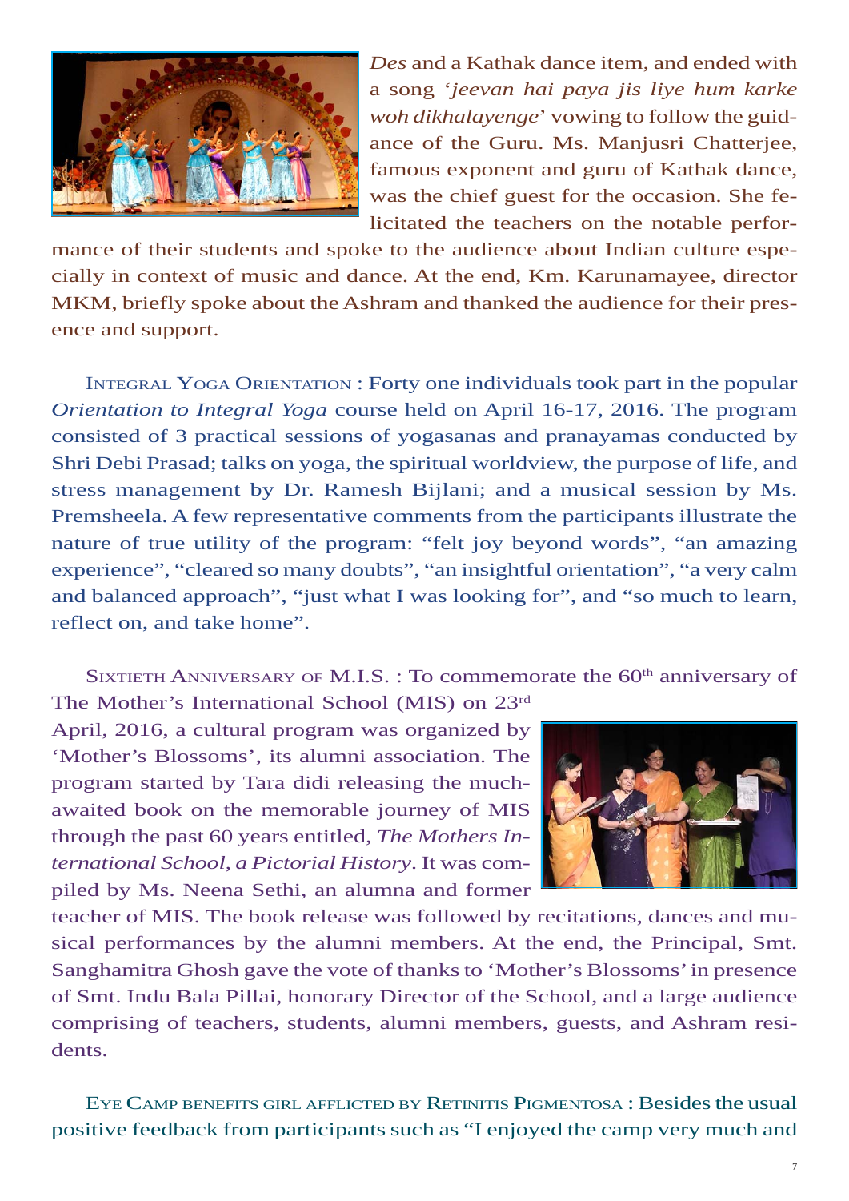*Des* and a Kathak dance item, and ended with a song '*jeevan hai paya jis liye hum karke woh dikhalayenge*' vowing to follow the guidance of the Guru. Ms. Manjusri Chatterjee, famous exponent and guru of Kathak dance, was the chief guest for the occasion. She felicitated the teachers on the notable performance of their students and spoke to the audience about Indian culture especially in context of music and dance. At the end, Km. Karunamayee, director MKM, briefly spoke about the Ashram and thanked the audience for their presence and support.

Integral Yoga Orientation : Forty one individuals took part in the popular *Orientation to Integral Yoga* course held on April 16-17, 2016. The program consisted of 3 practical sessions of yogasanas and pranayamas conducted by Shri Debi Prasad; talks on yoga, the spiritual worldview, the purpose of life, and stress management by Dr. Ramesh Bijlani; and a musical session by Ms. Premsheela. A few representative comments from the participants illustrate the nature of true utility of the program: "felt joy beyond words", "an amazing experience", "cleared so many doubts", "an insightful orientation", "a very calm and balanced approach", "just what I was looking for", and "so much to learn, reflect on, and take home".

Sixtieth Anniversary of M.I.S. : To commemorate the 60th anniversary of The Mother's International School (MIS) on 23rd April, 2016, a cultural program was organized by 'Mother's Blossoms', its alumni association. The program started by Tara didi releasing the much-awaited book on the memorable journey of MIS through the past 60 years entitled, *The Mothers International School, a Pictorial History*. It was compiled by Ms. Neena Sethi, an alumna and former teacher of MIS. The book release was followed by recitations, dances and musical performances by the alumni members. At the end, the Principal, Smt. Sanghamitra Ghosh gave the vote of thanks to 'Mother's Blossoms' in presence of Smt. Indu Bala Pillai, honorary Director of the School, and a large audience comprising of teachers, students, alumni members, guests, and Ashram residents.

Eye Camp benefits girl afflicted by Retinitis Pigmentosa : Besides the usual positive feedback from participants such as "I enjoyed the camp very much and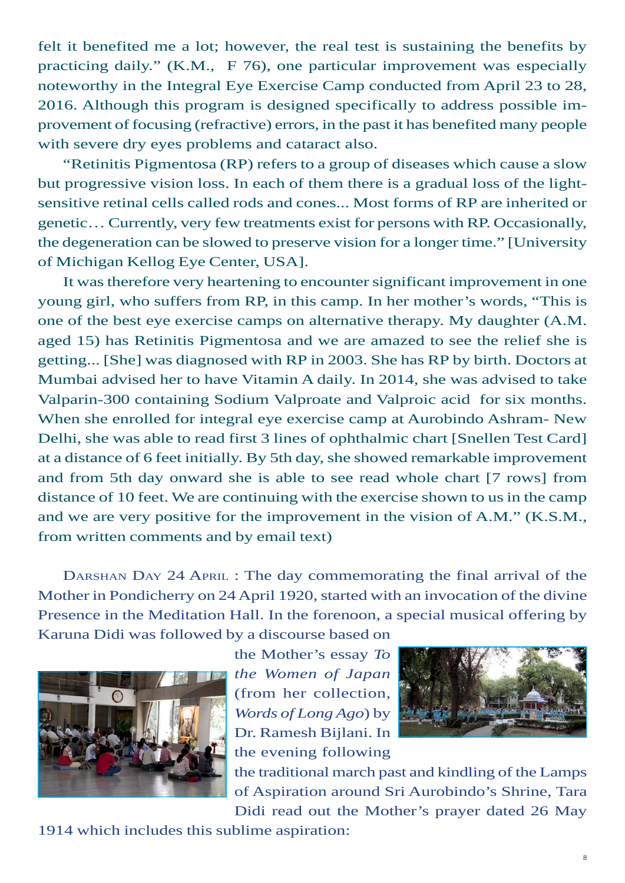felt it benefited me a lot; however, the real test is sustaining the benefits by practicing daily." (K.M., F 76), one particular improvement was especially noteworthy in the Integral Eye Exercise Camp conducted from April 23 to 28, 2016. Although this program is designed specifically to address possible improvement of focusing (refractive) errors, in the past it has benefited many people with severe dry eyes problems and cataract also.

"Retinitis Pigmentosa (RP) refers to a group of diseases which cause a slow but progressive vision loss. In each of them there is a gradual loss of the light-sensitive retinal cells called rods and cones... Most forms of RP are inherited or genetic… Currently, very few treatments exist for persons with RP. Occasionally, the degeneration can be slowed to preserve vision for a longer time." [University of Michigan Kellog Eye Center, USA].

It was therefore very heartening to encounter significant improvement in one young girl, who suffers from RP, in this camp. In her mother's words, "This is one of the best eye exercise camps on alternative therapy. My daughter (A.M. aged 15) has Retinitis Pigmentosa and we are amazed to see the relief she is getting... [She] was diagnosed with RP in 2003. She has RP by birth. Doctors at Mumbai advised her to have Vitamin A daily. In 2014, she was advised to take Valparin-300 containing Sodium Valproate and Valproic acid for six months. When she enrolled for integral eye exercise camp at Aurobindo Ashram- New Delhi, she was able to read first 3 lines of ophthalmic chart [Snellen Test Card] at a distance of 6 feet initially. By 5th day, she showed remarkable improvement and from 5th day onward she is able to see read whole chart [7 rows] from distance of 10 feet. We are continuing with the exercise shown to us in the camp and we are very positive for the improvement in the vision of A.M." (K.S.M., from written comments and by email text)

Darshan Day 24 April : The day commemorating the final arrival of the Mother in Pondicherry on 24 April 1920, started with an invocation of the divine Presence in the Meditation Hall. In the forenoon, a special musical offering by Karuna Didi was followed by a discourse based on the Mother's essay *To the Women of Japan* (from her collection, *Words of Long Ago*) by Dr. Ramesh Bijlani. In the evening following the traditional march past and kindling of the Lamps of Aspiration around Sri Aurobindo's Shrine, Tara Didi read out the Mother's prayer dated 26 May 1914 which includes this sublime aspiration: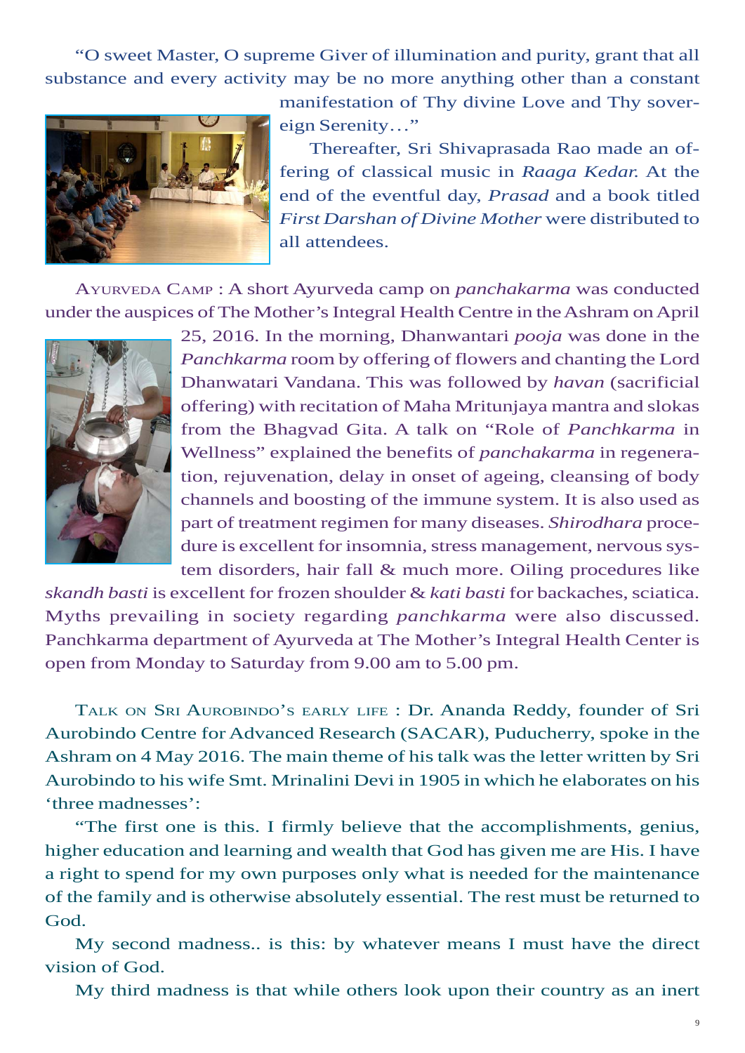"O sweet Master, O supreme Giver of illumination and purity, grant that all substance and every activity may be no more anything other than a constant manifestation of Thy divine Love and Thy sovereign Serenity…"

Thereafter, Sri Shivaprasada Rao made an offering of classical music in *Raaga Kedar.* At the end of the eventful day, *Prasad* and a book titled *First Darshan of Divine Mother* were distributed to all attendees.

AYURVEDA CAMP : A short Ayurveda camp on *panchakarma* was conducted under the auspices of The Mother's Integral Health Centre in the Ashram on April 25, 2016. In the morning, Dhanwantari *pooja* was done in the *Panchkarma* room by offering of flowers and chanting the Lord Dhanwatari Vandana. This was followed by *havan* (sacrificial offering) with recitation of Maha Mritunjaya mantra and slokas from the Bhagvad Gita. A talk on "Role of *Panchkarma* in Wellness" explained the benefits of *panchakarma* in regeneration, rejuvenation, delay in onset of ageing, cleansing of body channels and boosting of the immune system. It is also used as part of treatment regimen for many diseases. *Shirodhara* procedure is excellent for insomnia, stress management, nervous system disorders, hair fall & much more. Oiling procedures like *skandh basti* is excellent for frozen shoulder & *kati basti* for backaches, sciatica. Myths prevailing in society regarding *panchkarma* were also discussed. Panchkarma department of Ayurveda at The Mother's Integral Health Center is open from Monday to Saturday from 9.00 am to 5.00 pm.

TALK ON SRI AUROBINDO'S EARLY LIFE : Dr. Ananda Reddy, founder of Sri Aurobindo Centre for Advanced Research (SACAR), Puducherry, spoke in the Ashram on 4 May 2016. The main theme of his talk was the letter written by Sri Aurobindo to his wife Smt. Mrinalini Devi in 1905 in which he elaborates on his 'three madnesses':

"The first one is this. I firmly believe that the accomplishments, genius, higher education and learning and wealth that God has given me are His. I have a right to spend for my own purposes only what is needed for the maintenance of the family and is otherwise absolutely essential. The rest must be returned to God.

My second madness.. is this: by whatever means I must have the direct vision of God.

My third madness is that while others look upon their country as an inert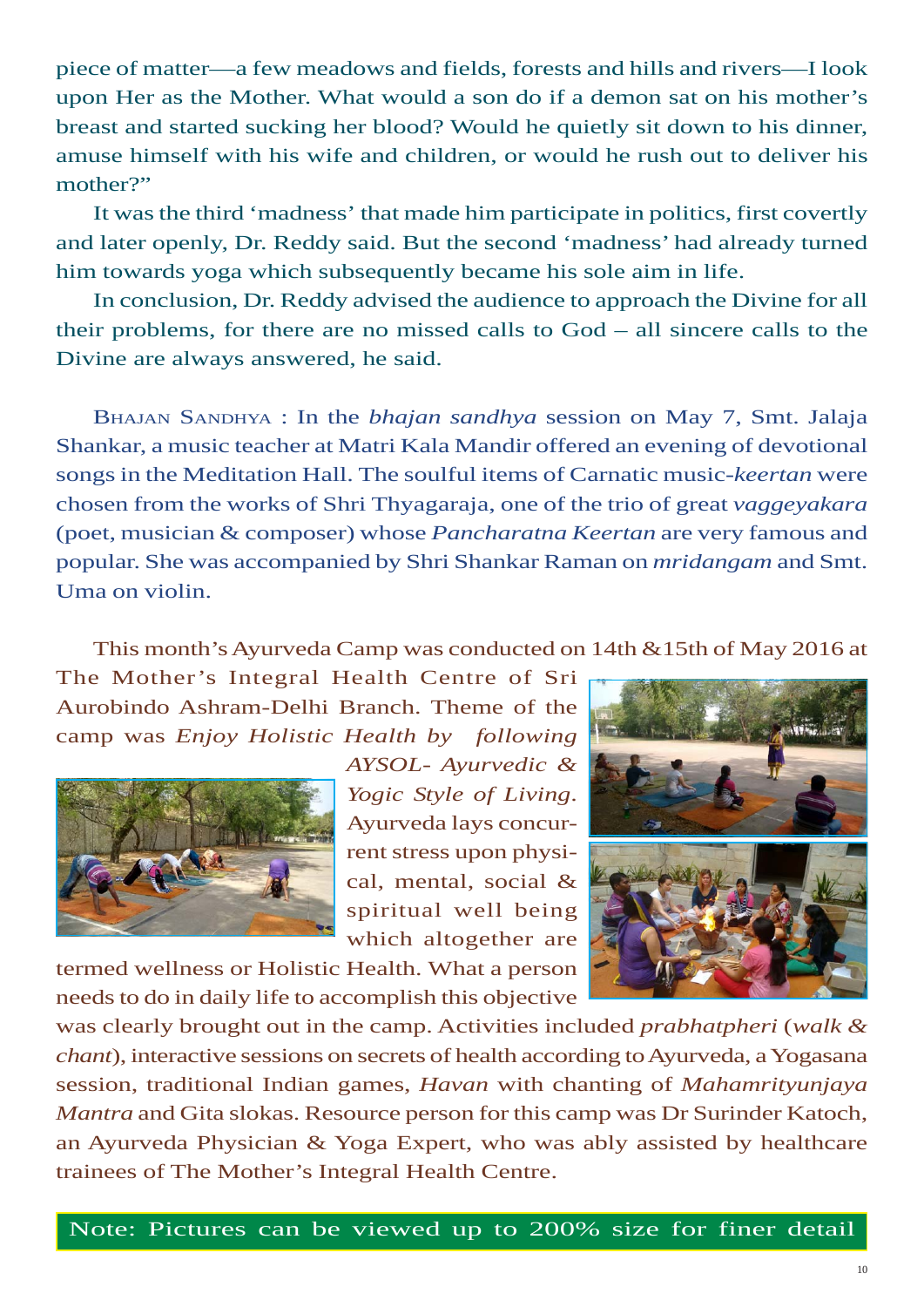piece of matter—a few meadows and fields, forests and hills and rivers—I look upon Her as the Mother. What would a son do if a demon sat on his mother's breast and started sucking her blood? Would he quietly sit down to his dinner, amuse himself with his wife and children, or would he rush out to deliver his mother?"

It was the third 'madness' that made him participate in politics, first covertly and later openly, Dr. Reddy said. But the second 'madness' had already turned him towards yoga which subsequently became his sole aim in life.

In conclusion, Dr. Reddy advised the audience to approach the Divine for all their problems, for there are no missed calls to God – all sincere calls to the Divine are always answered, he said.

Bhajan Sandhya : In the *bhajan sandhya* session on May 7, Smt. Jalaja Shankar, a music teacher at Matri Kala Mandir offered an evening of devotional songs in the Meditation Hall. The soulful items of Carnatic music-*keertan* were chosen from the works of Shri Thyagaraja, one of the trio of great *vaggeyakara* (poet, musician & composer) whose *Pancharatna Keertan* are very famous and popular. She was accompanied by Shri Shankar Raman on *mridangam* and Smt. Uma on violin.

This month's Ayurveda Camp was conducted on 14th &15th of May 2016 at The Mother's Integral Health Centre of Sri Aurobindo Ashram-Delhi Branch. Theme of the camp was *Enjoy Holistic Health by following AYSOL- Ayurvedic & Yogic Style of Living*. Ayurveda lays concurrent stress upon physical, mental, social & spiritual well being which altogether are termed wellness or Holistic Health. What a person needs to do in daily life to accomplish this objective was clearly brought out in the camp. Activities included *prabhatpheri* (*walk & chant*), interactive sessions on secrets of health according to Ayurveda, a Yogasana session, traditional Indian games, *Havan* with chanting of *Mahamrityunjaya Mantra* and Gita slokas. Resource person for this camp was Dr Surinder Katoch, an Ayurveda Physician & Yoga Expert, who was ably assisted by healthcare trainees of The Mother's Integral Health Centre.

Note: Pictures can be viewed up to 200% size for finer detail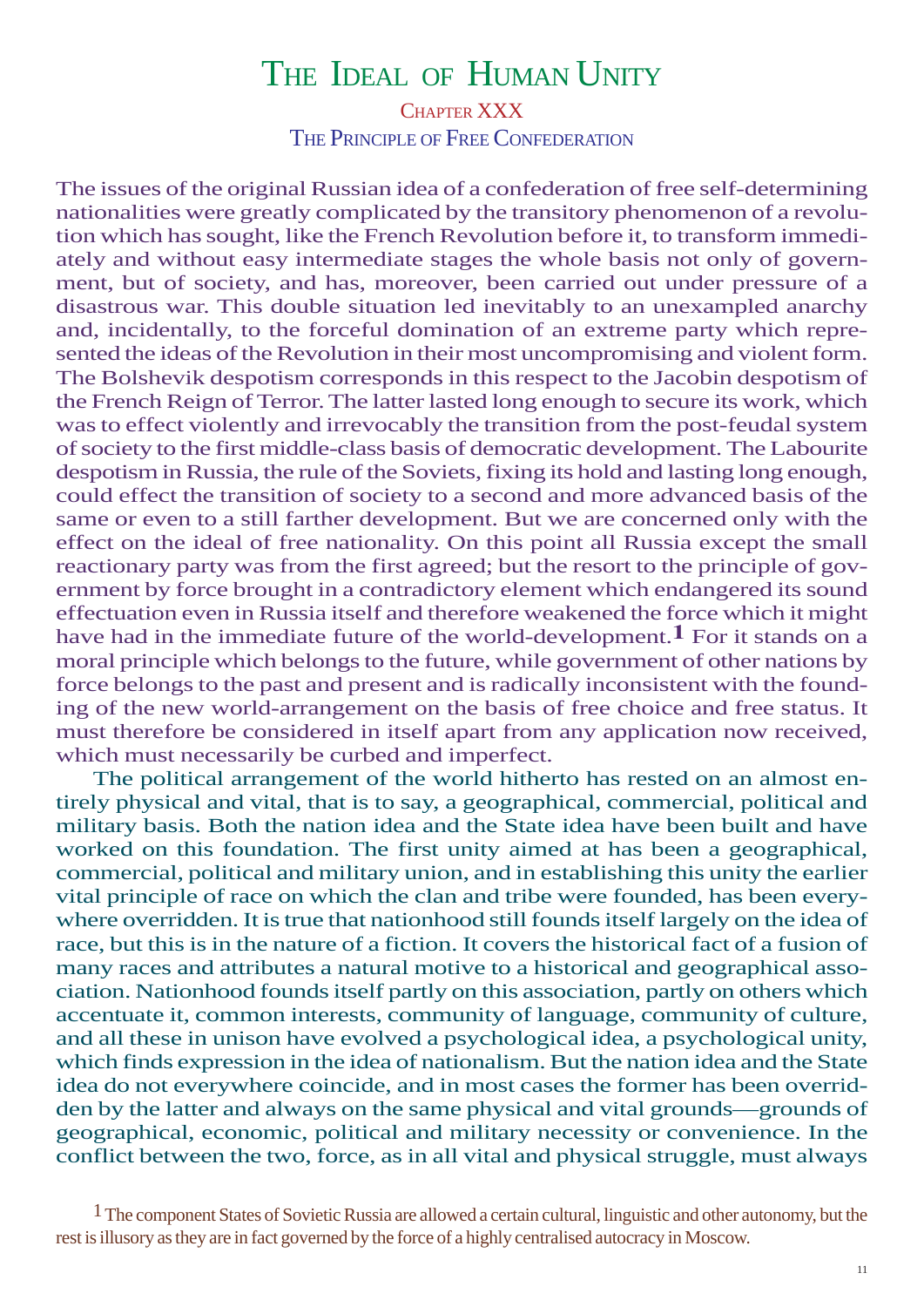# The Ideal of Human Unity

## Chapter XXX

### The Principle of Free Confederation

The issues of the original Russian idea of a confederation of free self-determining nationalities were greatly complicated by the transitory phenomenon of a revolution which has sought, like the French Revolution before it, to transform immediately and without easy intermediate stages the whole basis not only of government, but of society, and has, moreover, been carried out under pressure of a disastrous war. This double situation led inevitably to an unexampled anarchy and, incidentally, to the forceful domination of an extreme party which represented the ideas of the Revolution in their most uncompromising and violent form. The Bolshevik despotism corresponds in this respect to the Jacobin despotism of the French Reign of Terror. The latter lasted long enough to secure its work, which was to effect violently and irrevocably the transition from the post-feudal system of society to the first middle-class basis of democratic development. The Labourite despotism in Russia, the rule of the Soviets, fixing its hold and lasting long enough, could effect the transition of society to a second and more advanced basis of the same or even to a still farther development. But we are concerned only with the effect on the ideal of free nationality. On this point all Russia except the small reactionary party was from the first agreed; but the resort to the principle of government by force brought in a contradictory element which endangered its sound effectuation even in Russia itself and therefore weakened the force which it might have had in the immediate future of the world-development.[1] For it stands on a moral principle which belongs to the future, while government of other nations by force belongs to the past and present and is radically inconsistent with the founding of the new world-arrangement on the basis of free choice and free status. It must therefore be considered in itself apart from any application now received, which must necessarily be curbed and imperfect.

The political arrangement of the world hitherto has rested on an almost entirely physical and vital, that is to say, a geographical, commercial, political and military basis. Both the nation idea and the State idea have been built and have worked on this foundation. The first unity aimed at has been a geographical, commercial, political and military union, and in establishing this unity the earlier vital principle of race on which the clan and tribe were founded, has been everywhere overridden. It is true that nationhood still founds itself largely on the idea of race, but this is in the nature of a fiction. It covers the historical fact of a fusion of many races and attributes a natural motive to a historical and geographical association. Nationhood founds itself partly on this association, partly on others which accentuate it, common interests, community of language, community of culture, and all these in unison have evolved a psychological idea, a psychological unity, which finds expression in the idea of nationalism. But the nation idea and the State idea do not everywhere coincide, and in most cases the former has been overridden by the latter and always on the same physical and vital grounds—grounds of geographical, economic, political and military necessity or convenience. In the conflict between the two, force, as in all vital and physical struggle, must always

[1] The component States of Sovietic Russia are allowed a certain cultural, linguistic and other autonomy, but the rest is illusory as they are in fact governed by the force of a highly centralised autocracy in Moscow.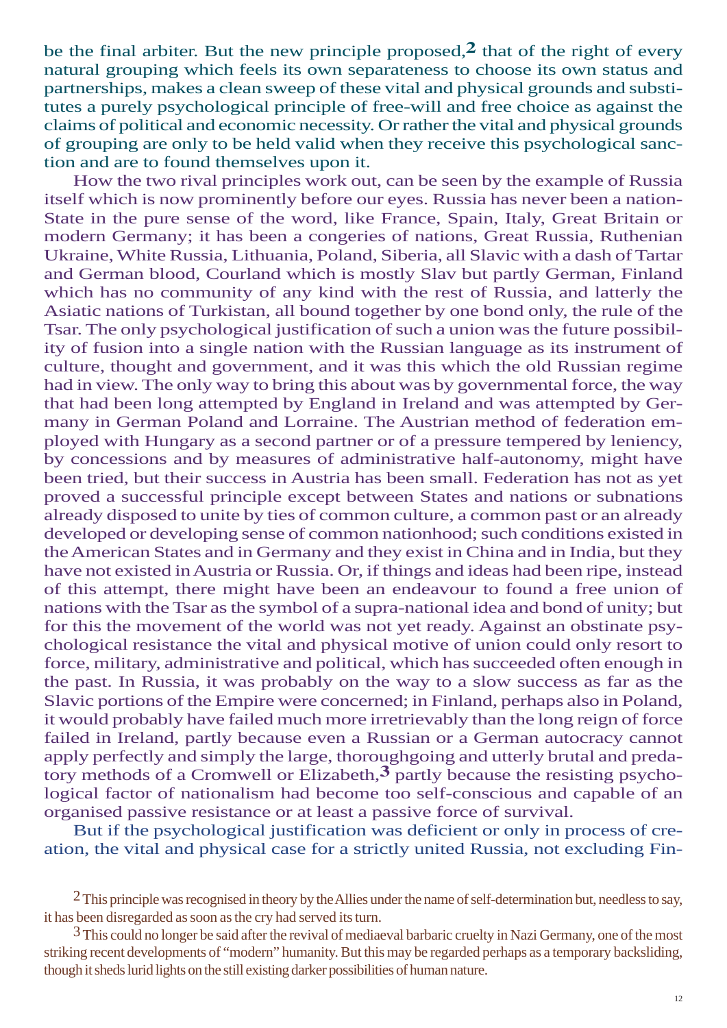be the final arbiter. But the new principle proposed,[2] that of the right of every natural grouping which feels its own separateness to choose its own status and partnerships, makes a clean sweep of these vital and physical grounds and substitutes a purely psychological principle of free-will and free choice as against the claims of political and economic necessity. Or rather the vital and physical grounds of grouping are only to be held valid when they receive this psychological sanction and are to found themselves upon it.

How the two rival principles work out, can be seen by the example of Russia itself which is now prominently before our eyes. Russia has never been a nation-State in the pure sense of the word, like France, Spain, Italy, Great Britain or modern Germany; it has been a congeries of nations, Great Russia, Ruthenian Ukraine, White Russia, Lithuania, Poland, Siberia, all Slavic with a dash of Tartar and German blood, Courland which is mostly Slav but partly German, Finland which has no community of any kind with the rest of Russia, and latterly the Asiatic nations of Turkistan, all bound together by one bond only, the rule of the Tsar. The only psychological justification of such a union was the future possibility of fusion into a single nation with the Russian language as its instrument of culture, thought and government, and it was this which the old Russian regime had in view. The only way to bring this about was by governmental force, the way that had been long attempted by England in Ireland and was attempted by Germany in German Poland and Lorraine. The Austrian method of federation employed with Hungary as a second partner or of a pressure tempered by leniency, by concessions and by measures of administrative half-autonomy, might have been tried, but their success in Austria has been small. Federation has not as yet proved a successful principle except between States and nations or subnations already disposed to unite by ties of common culture, a common past or an already developed or developing sense of common nationhood; such conditions existed in the American States and in Germany and they exist in China and in India, but they have not existed in Austria or Russia. Or, if things and ideas had been ripe, instead of this attempt, there might have been an endeavour to found a free union of nations with the Tsar as the symbol of a supra-national idea and bond of unity; but for this the movement of the world was not yet ready. Against an obstinate psychological resistance the vital and physical motive of union could only resort to force, military, administrative and political, which has succeeded often enough in the past. In Russia, it was probably on the way to a slow success as far as the Slavic portions of the Empire were concerned; in Finland, perhaps also in Poland, it would probably have failed much more irretrievably than the long reign of force failed in Ireland, partly because even a Russian or a German autocracy cannot apply perfectly and simply the large, thoroughgoing and utterly brutal and predatory methods of a Cromwell or Elizabeth,[3] partly because the resisting psychological factor of nationalism had become too self-conscious and capable of an organised passive resistance or at least a passive force of survival.

But if the psychological justification was deficient or only in process of creation, the vital and physical case for a strictly united Russia, not excluding Fin-

[2] This principle was recognised in theory by the Allies under the name of self-determination but, needless to say, it has been disregarded as soon as the cry had served its turn.

[3] This could no longer be said after the revival of mediaeval barbaric cruelty in Nazi Germany, one of the most striking recent developments of "modern" humanity. But this may be regarded perhaps as a temporary backsliding, though it sheds lurid lights on the still existing darker possibilities of human nature.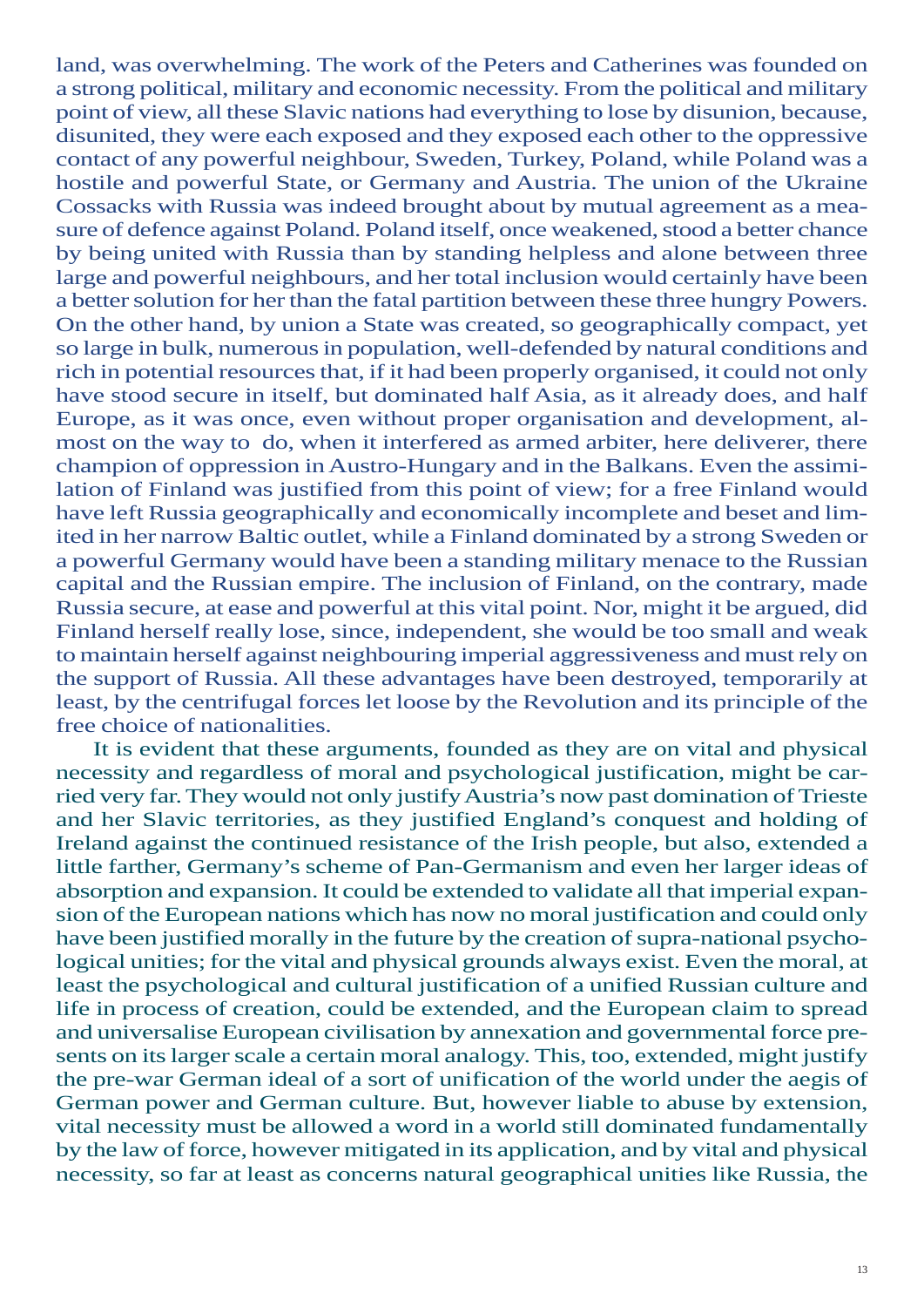land, was overwhelming. The work of the Peters and Catherines was founded on a strong political, military and economic necessity. From the political and military point of view, all these Slavic nations had everything to lose by disunion, because, disunited, they were each exposed and they exposed each other to the oppressive contact of any powerful neighbour, Sweden, Turkey, Poland, while Poland was a hostile and powerful State, or Germany and Austria. The union of the Ukraine Cossacks with Russia was indeed brought about by mutual agreement as a measure of defence against Poland. Poland itself, once weakened, stood a better chance by being united with Russia than by standing helpless and alone between three large and powerful neighbours, and her total inclusion would certainly have been a better solution for her than the fatal partition between these three hungry Powers. On the other hand, by union a State was created, so geographically compact, yet so large in bulk, numerous in population, well-defended by natural conditions and rich in potential resources that, if it had been properly organised, it could not only have stood secure in itself, but dominated half Asia, as it already does, and half Europe, as it was once, even without proper organisation and development, almost on the way to do, when it interfered as armed arbiter, here deliverer, there champion of oppression in Austro-Hungary and in the Balkans. Even the assimilation of Finland was justified from this point of view; for a free Finland would have left Russia geographically and economically incomplete and beset and limited in her narrow Baltic outlet, while a Finland dominated by a strong Sweden or a powerful Germany would have been a standing military menace to the Russian capital and the Russian empire. The inclusion of Finland, on the contrary, made Russia secure, at ease and powerful at this vital point. Nor, might it be argued, did Finland herself really lose, since, independent, she would be too small and weak to maintain herself against neighbouring imperial aggressiveness and must rely on the support of Russia. All these advantages have been destroyed, temporarily at least, by the centrifugal forces let loose by the Revolution and its principle of the free choice of nationalities.

It is evident that these arguments, founded as they are on vital and physical necessity and regardless of moral and psychological justification, might be carried very far. They would not only justify Austria's now past domination of Trieste and her Slavic territories, as they justified England's conquest and holding of Ireland against the continued resistance of the Irish people, but also, extended a little farther, Germany's scheme of Pan-Germanism and even her larger ideas of absorption and expansion. It could be extended to validate all that imperial expansion of the European nations which has now no moral justification and could only have been justified morally in the future by the creation of supra-national psychological unities; for the vital and physical grounds always exist. Even the moral, at least the psychological and cultural justification of a unified Russian culture and life in process of creation, could be extended, and the European claim to spread and universalise European civilisation by annexation and governmental force presents on its larger scale a certain moral analogy. This, too, extended, might justify the pre-war German ideal of a sort of unification of the world under the aegis of German power and German culture. But, however liable to abuse by extension, vital necessity must be allowed a word in a world still dominated fundamentally by the law of force, however mitigated in its application, and by vital and physical necessity, so far at least as concerns natural geographical unities like Russia, the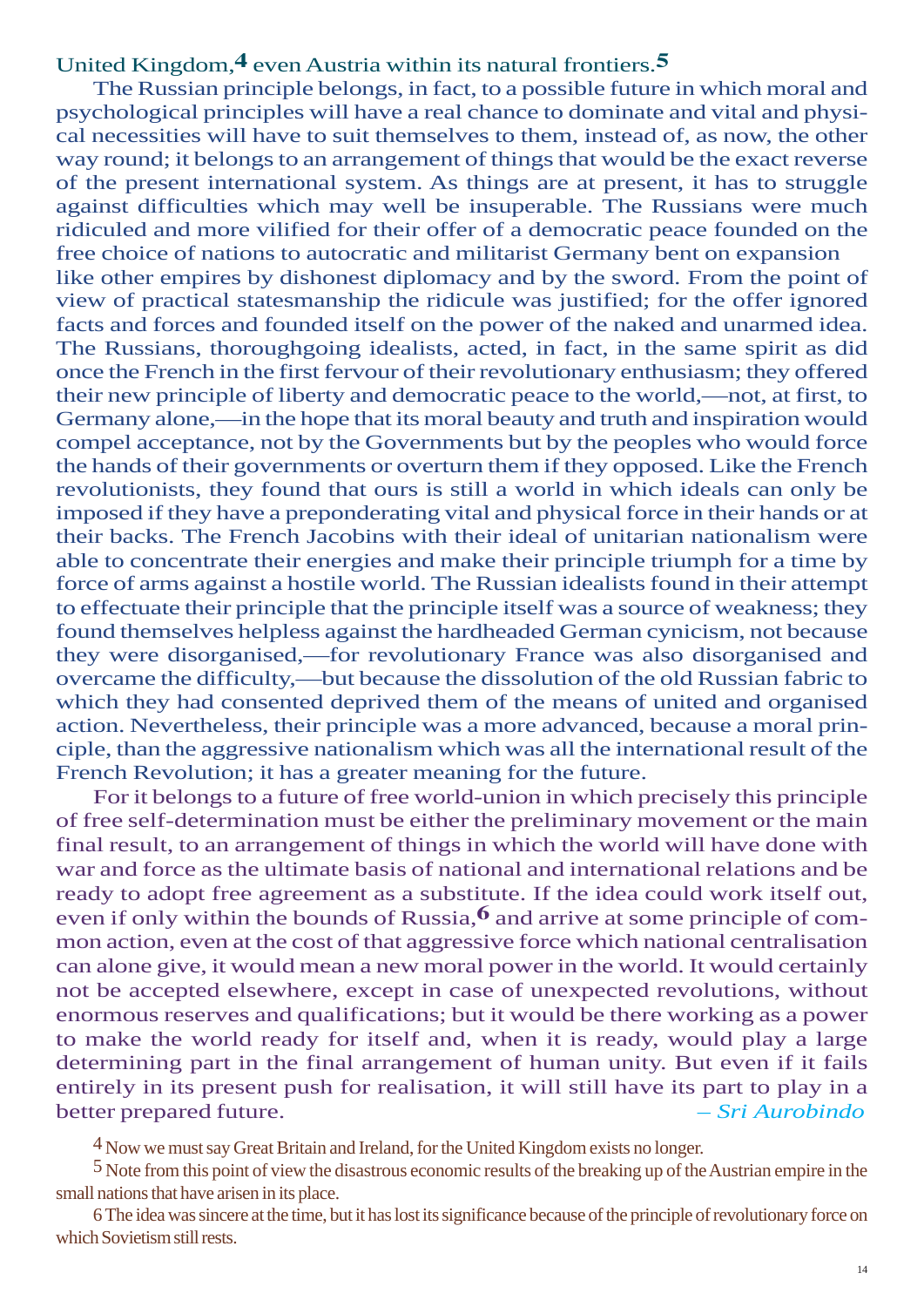United Kingdom,[4] even Austria within its natural frontiers.[5]

The Russian principle belongs, in fact, to a possible future in which moral and psychological principles will have a real chance to dominate and vital and physical necessities will have to suit themselves to them, instead of, as now, the other way round; it belongs to an arrangement of things that would be the exact reverse of the present international system. As things are at present, it has to struggle against difficulties which may well be insuperable. The Russians were much ridiculed and more vilified for their offer of a democratic peace founded on the free choice of nations to autocratic and militarist Germany bent on expansion like other empires by dishonest diplomacy and by the sword. From the point of view of practical statesmanship the ridicule was justified; for the offer ignored facts and forces and founded itself on the power of the naked and unarmed idea. The Russians, thoroughgoing idealists, acted, in fact, in the same spirit as did once the French in the first fervour of their revolutionary enthusiasm; they offered their new principle of liberty and democratic peace to the world,—not, at first, to Germany alone,—in the hope that its moral beauty and truth and inspiration would compel acceptance, not by the Governments but by the peoples who would force the hands of their governments or overturn them if they opposed. Like the French revolutionists, they found that ours is still a world in which ideals can only be imposed if they have a preponderating vital and physical force in their hands or at their backs. The French Jacobins with their ideal of unitarian nationalism were able to concentrate their energies and make their principle triumph for a time by force of arms against a hostile world. The Russian idealists found in their attempt to effectuate their principle that the principle itself was a source of weakness; they found themselves helpless against the hardheaded German cynicism, not because they were disorganised,—for revolutionary France was also disorganised and overcame the difficulty,—but because the dissolution of the old Russian fabric to which they had consented deprived them of the means of united and organised action. Nevertheless, their principle was a more advanced, because a moral principle, than the aggressive nationalism which was all the international result of the French Revolution; it has a greater meaning for the future.

For it belongs to a future of free world-union in which precisely this principle of free self-determination must be either the preliminary movement or the main final result, to an arrangement of things in which the world will have done with war and force as the ultimate basis of national and international relations and be ready to adopt free agreement as a substitute. If the idea could work itself out, even if only within the bounds of Russia,[6] and arrive at some principle of common action, even at the cost of that aggressive force which national centralisation can alone give, it would mean a new moral power in the world. It would certainly not be accepted elsewhere, except in case of unexpected revolutions, without enormous reserves and qualifications; but it would be there working as a power to make the world ready for itself and, when it is ready, would play a large determining part in the final arrangement of human unity. But even if it fails entirely in its present push for realisation, it will still have its part to play in a better prepared future. *– Sri Aurobindo*

[4] Now we must say Great Britain and Ireland, for the United Kingdom exists no longer.

[5] Note from this point of view the disastrous economic results of the breaking up of the Austrian empire in the small nations that have arisen in its place.

[6] The idea was sincere at the time, but it has lost its significance because of the principle of revolutionary force on which Sovietism still rests.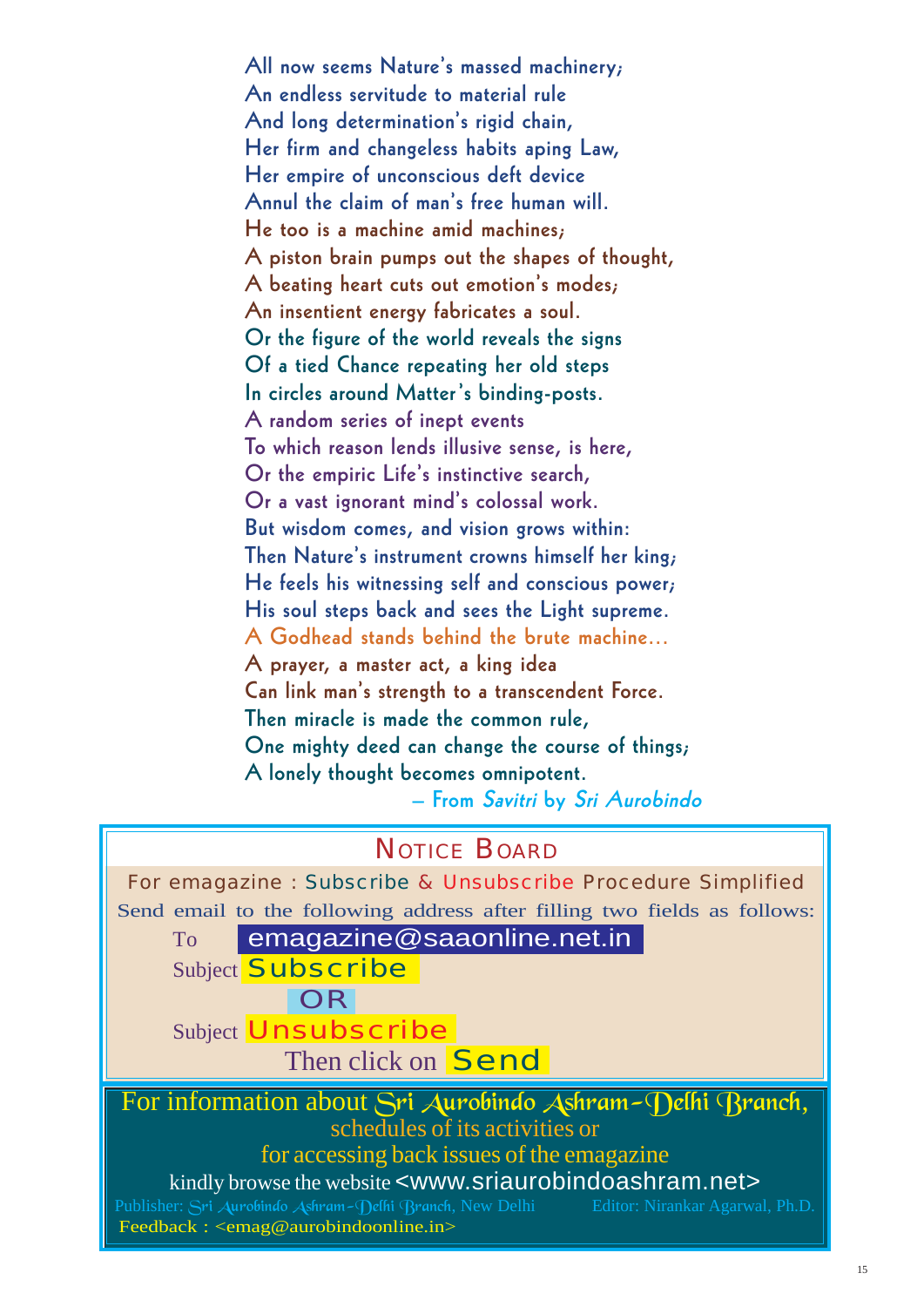All now seems Nature's massed machinery;
An endless servitude to material rule
And long determination's rigid chain,
Her firm and changeless habits aping Law,
Her empire of unconscious deft device
Annul the claim of man's free human will.
He too is a machine amid machines;
A piston brain pumps out the shapes of thought,
A beating heart cuts out emotion's modes;
An insentient energy fabricates a soul.
Or the figure of the world reveals the signs
Of a tied Chance repeating her old steps
In circles around Matter's binding-posts.
A random series of inept events
To which reason lends illusive sense, is here,
Or the empiric Life's instinctive search,
Or a vast ignorant mind's colossal work.
But wisdom comes, and vision grows within:
Then Nature's instrument crowns himself her king;
He feels his witnessing self and conscious power;
His soul steps back and sees the Light supreme.
A Godhead stands behind the brute machine...
A prayer, a master act, a king idea
Can link man's strength to a transcendent Force.
Then miracle is made the common rule,
One mighty deed can change the course of things;
A lonely thought becomes omnipotent.

— From *Savitri* by *Sri Aurobindo*

## Notice Board

For emagazine : Subscribe & Unsubscribe Procedure Simplified

Send email to the following address after filling two fields as follows:

To **emagazine@saaonline.net.in**

Subject **Subscribe**

OR

Subject **Unsubscribe**

Then click on **Send**

For information about Sri Aurobindo Ashram-Delhi Branch, schedules of its activities or for accessing back issues of the emagazine kindly browse the website <www.sriaurobindoashram.net>

Publisher: Sri Aurobindo Ashram-Delhi Branch, New Delhi     Editor: Nirankar Agarwal, Ph.D.

Feedback : <emag@aurobindoonline.in>